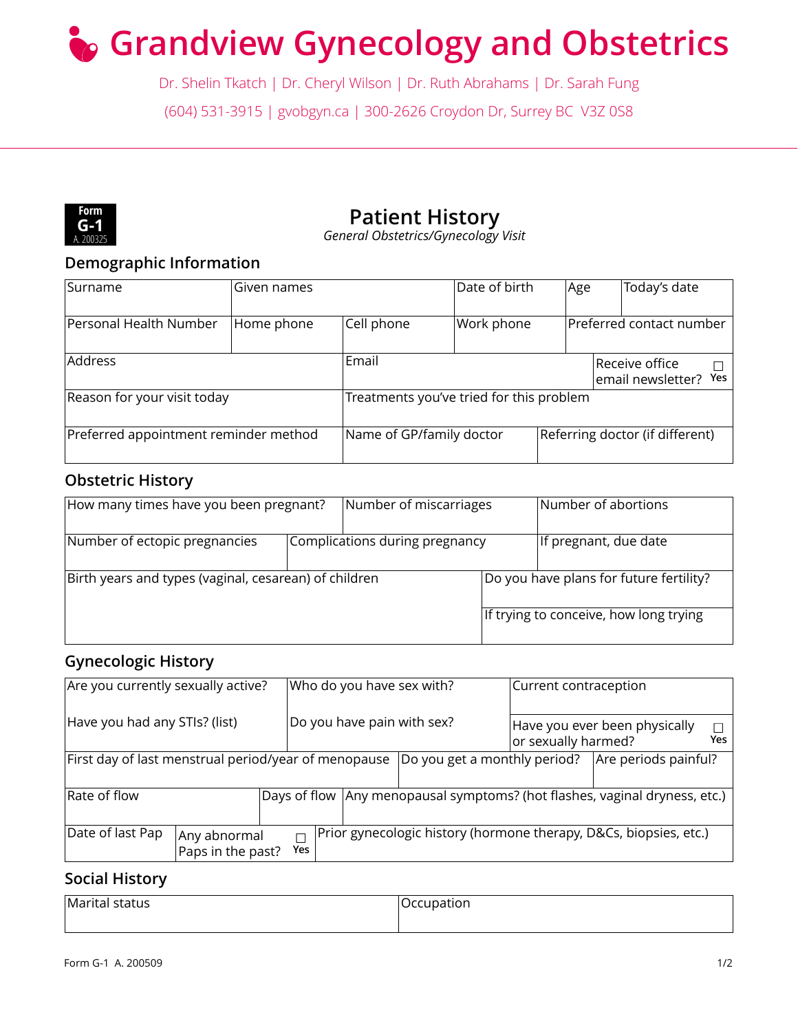# Grandview Gynecology and Obstetrics

Dr. Shelin Tkatch | Dr. Cheryl Wilson | Dr. Ruth Abrahams | Dr. Sarah Fung

(604) 531-3915 | gvobgyn.ca | 300-2626 Croydon Dr, Surrey BC V3Z 0S8

**Form G-1** A. 200325

## Patient History

*General Obstetrics/Gynecology Visit*

### Demographic Information

| Surname | Given names | | Date of birth | Age | Today's date |
|---|---|---|---|---|---|
| Personal Health Number | Home phone | Cell phone | Work phone | Preferred contact number | |
| Address | | Email | | Receive office email newsletter? ☐ Yes | |
| Reason for your visit today | | Treatments you've tried for this problem | | | |
| Preferred appointment reminder method | | Name of GP/family doctor | | Referring doctor (if different) | |

### Obstetric History

| How many times have you been pregnant? | | Number of miscarriages | Number of abortions |
|---|---|---|---|
| Number of ectopic pregnancies | Complications during pregnancy | | If pregnant, due date |
| Birth years and types (vaginal, cesarean) of children | | Do you have plans for future fertility? | |
| | | If trying to conceive, how long trying | |

### Gynecologic History

| Are you currently sexually active? | | | Who do you have sex with? | | Current contraception |
|---|---|---|---|---|---|
| Have you had any STIs? (list) | | | Do you have pain with sex? | | Have you ever been physically or sexually harmed? ☐ Yes |
| First day of last menstrual period/year of menopause | | | | Do you get a monthly period? | Are periods painful? |
| Rate of flow | | Days of flow | Any menopausal symptoms? (hot flashes, vaginal dryness, etc.) | | |
| Date of last Pap | Any abnormal Paps in the past? ☐ Yes | Prior gynecologic history (hormone therapy, D&Cs, biopsies, etc.) | | | |

### Social History

| Marital status | Occupation |
|---|---|
| | |

Form G-1 A. 200509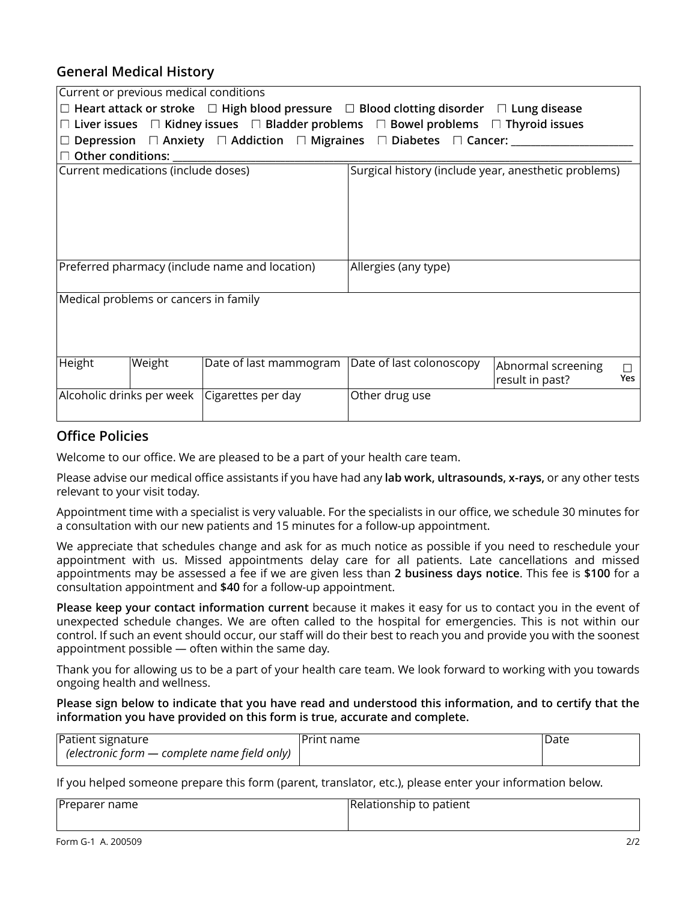## General Medical History

Current or previous medical conditions

☐ **Heart attack or stroke** ☐ **High blood pressure** ☐ **Blood clotting disorder** ☐ **Lung disease**
☐ **Liver issues** ☐ **Kidney issues** ☐ **Bladder problems** ☐ **Bowel problems** ☐ **Thyroid issues**
☐ **Depression** ☐ **Anxiety** ☐ **Addiction** ☐ **Migraines** ☐ **Diabetes** ☐ **Cancer:** ________________________
☐ **Other conditions:** ________________________________________________________________

| | |
|---|---|
| Current medications (include doses) | Surgical history (include year, anesthetic problems) |
| Preferred pharmacy (include name and location) | Allergies (any type) |

Medical problems or cancers in family

| | | | | |
|---|---|---|---|---|
| Height | Weight | Date of last mammogram | Date of last colonoscopy | Abnormal screening result in past? ☐ **Yes** |
| Alcoholic drinks per week | | Cigarettes per day | Other drug use | |

## Office Policies

Welcome to our office. We are pleased to be a part of your health care team.

Please advise our medical office assistants if you have had any **lab work, ultrasounds, x-rays,** or any other tests relevant to your visit today.

Appointment time with a specialist is very valuable. For the specialists in our office, we schedule 30 minutes for a consultation with our new patients and 15 minutes for a follow-up appointment.

We appreciate that schedules change and ask for as much notice as possible if you need to reschedule your appointment with us. Missed appointments delay care for all patients. Late cancellations and missed appointments may be assessed a fee if we are given less than **2 business days notice**. This fee is **$100** for a consultation appointment and **$40** for a follow-up appointment.

**Please keep your contact information current** because it makes it easy for us to contact you in the event of unexpected schedule changes. We are often called to the hospital for emergencies. This is not within our control. If such an event should occur, our staff will do their best to reach you and provide you with the soonest appointment possible — often within the same day.

Thank you for allowing us to be a part of your health care team. We look forward to working with you towards ongoing health and wellness.

**Please sign below to indicate that you have read and understood this information, and to certify that the information you provided on this form is true, accurate and complete.**

| | | |
|---|---|---|
| Patient signature *(electronic form — complete name field only)* | Print name | Date |

If you helped someone prepare this form (parent, translator, etc.), please enter your information below.

| | |
|---|---|
| Preparer name | Relationship to patient |

Form G-1 A. 200509